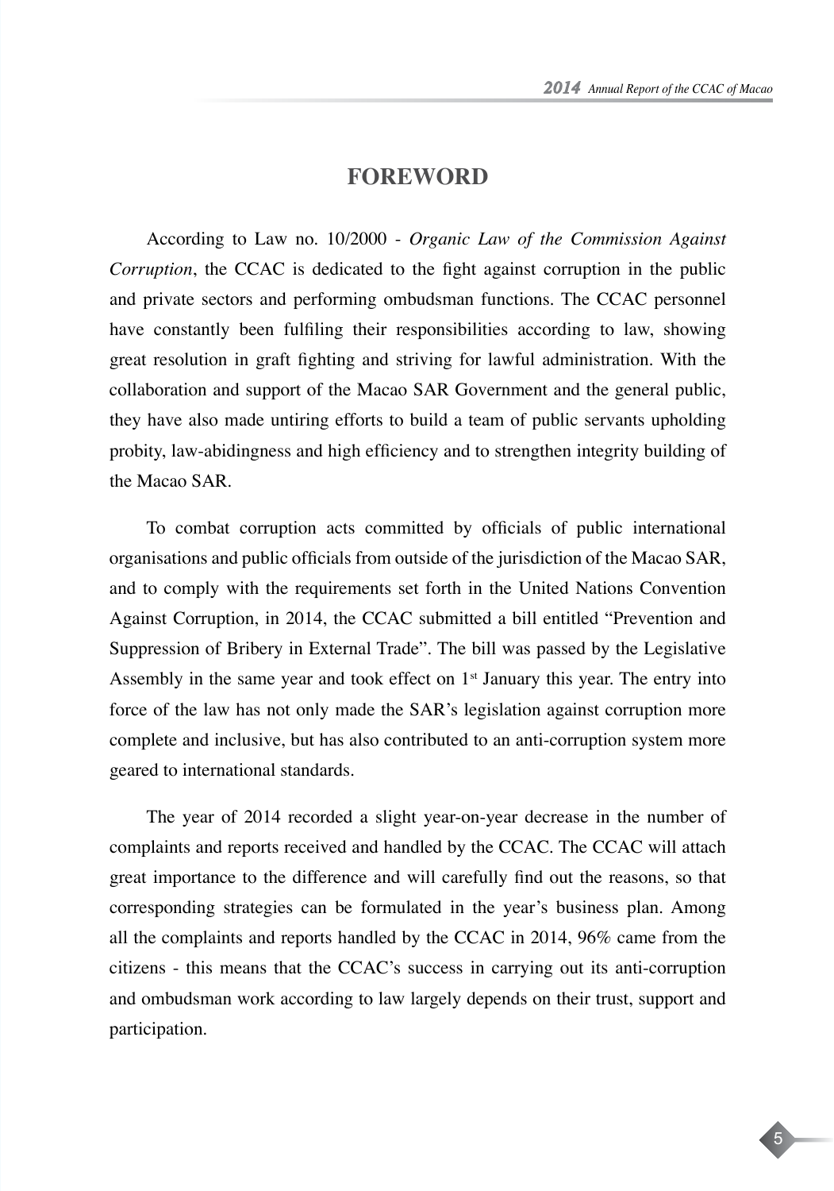# FOREWORD

According to Law no. 10/2000 - *Organic Law of the Commission Against Corruption*, the CCAC is dedicated to the fight against corruption in the public and private sectors and performing ombudsman functions. The CCAC personnel have constantly been fulfiling their responsibilities according to law, showing great resolution in graft fighting and striving for lawful administration. With the collaboration and support of the Macao SAR Government and the general public, they have also made untiring efforts to build a team of public servants upholding probity, law-abidingness and high efficiency and to strengthen integrity building of the Macao SAR.

To combat corruption acts committed by officials of public international organisations and public officials from outside of the jurisdiction of the Macao SAR, and to comply with the requirements set forth in the United Nations Convention Against Corruption, in 2014, the CCAC submitted a bill entitled "Prevention and Suppression of Bribery in External Trade". The bill was passed by the Legislative Assembly in the same year and took effect on 1st January this year. The entry into force of the law has not only made the SAR's legislation against corruption more complete and inclusive, but has also contributed to an anti-corruption system more geared to international standards.

The year of 2014 recorded a slight year-on-year decrease in the number of complaints and reports received and handled by the CCAC. The CCAC will attach great importance to the difference and will carefully find out the reasons, so that corresponding strategies can be formulated in the year's business plan. Among all the complaints and reports handled by the CCAC in 2014, 96% came from the citizens - this means that the CCAC's success in carrying out its anti-corruption and ombudsman work according to law largely depends on their trust, support and participation.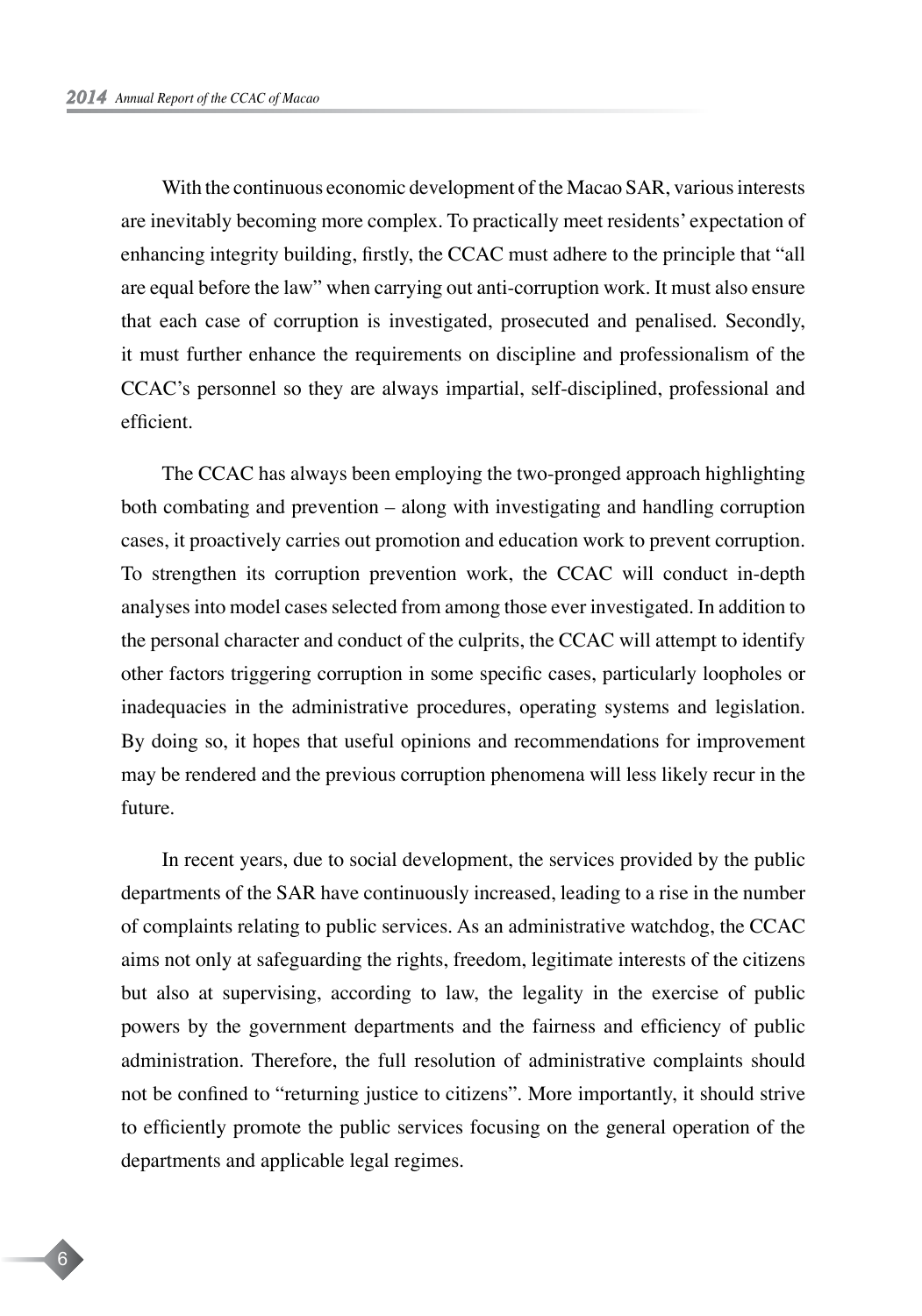With the continuous economic development of the Macao SAR, various interests are inevitably becoming more complex. To practically meet residents' expectation of enhancing integrity building, firstly, the CCAC must adhere to the principle that "all are equal before the law" when carrying out anti-corruption work. It must also ensure that each case of corruption is investigated, prosecuted and penalised. Secondly, it must further enhance the requirements on discipline and professionalism of the CCAC's personnel so they are always impartial, self-disciplined, professional and efficient.

The CCAC has always been employing the two-pronged approach highlighting both combating and prevention – along with investigating and handling corruption cases, it proactively carries out promotion and education work to prevent corruption. To strengthen its corruption prevention work, the CCAC will conduct in-depth analyses into model cases selected from among those ever investigated. In addition to the personal character and conduct of the culprits, the CCAC will attempt to identify other factors triggering corruption in some specific cases, particularly loopholes or inadequacies in the administrative procedures, operating systems and legislation. By doing so, it hopes that useful opinions and recommendations for improvement may be rendered and the previous corruption phenomena will less likely recur in the future.

In recent years, due to social development, the services provided by the public departments of the SAR have continuously increased, leading to a rise in the number of complaints relating to public services. As an administrative watchdog, the CCAC aims not only at safeguarding the rights, freedom, legitimate interests of the citizens but also at supervising, according to law, the legality in the exercise of public powers by the government departments and the fairness and efficiency of public administration. Therefore, the full resolution of administrative complaints should not be confined to "returning justice to citizens". More importantly, it should strive to efficiently promote the public services focusing on the general operation of the departments and applicable legal regimes.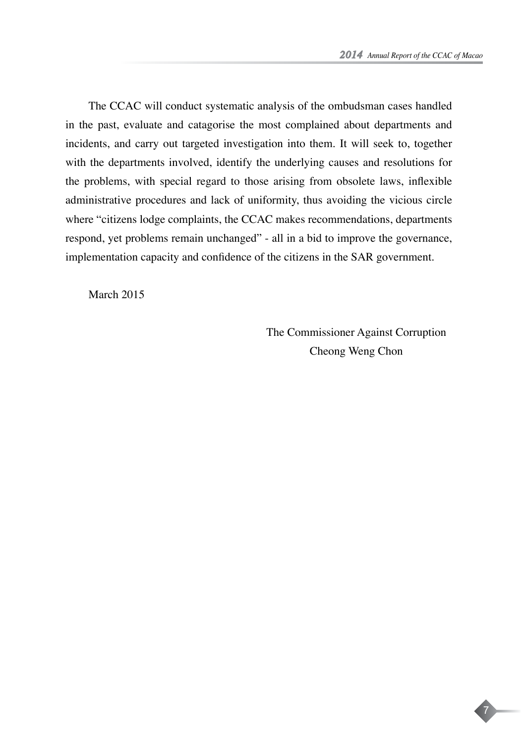The CCAC will conduct systematic analysis of the ombudsman cases handled in the past, evaluate and catagorise the most complained about departments and incidents, and carry out targeted investigation into them. It will seek to, together with the departments involved, identify the underlying causes and resolutions for the problems, with special regard to those arising from obsolete laws, inflexible administrative procedures and lack of uniformity, thus avoiding the vicious circle where "citizens lodge complaints, the CCAC makes recommendations, departments respond, yet problems remain unchanged" - all in a bid to improve the governance, implementation capacity and confidence of the citizens in the SAR government.

March 2015

The Commissioner Against Corruption
Cheong Weng Chon